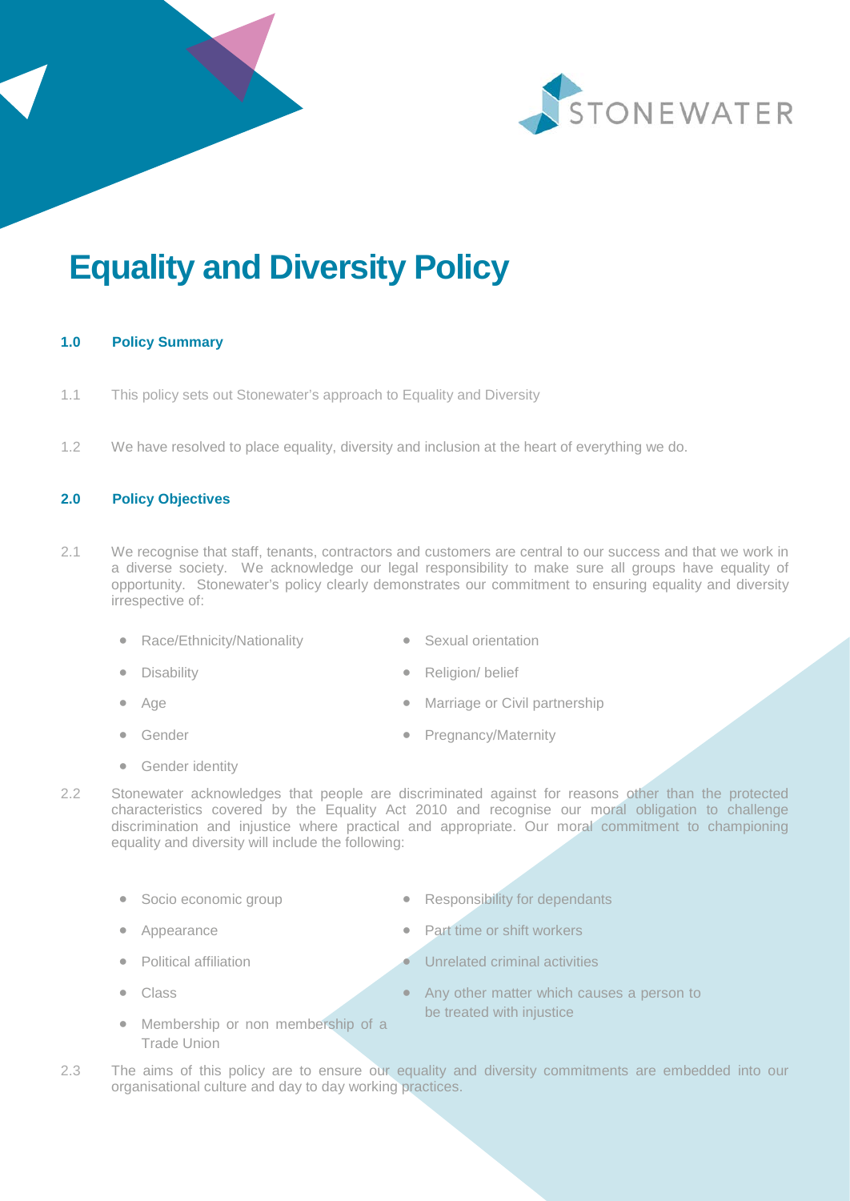# Equality and Diversity Policy

## 1.0 Policy Summary

1.1 This policy sets out Stonewater's approach to Equality and Diversity

1.2 We have resolved to place equality, diversity and inclusion at the heart of everything we do.

## 2.0 Policy Objectives

2.1 We recognise that staff, tenants, contractors and customers are central to our success and that we work in a diverse society. We acknowledge our legal responsibility to make sure all groups have equality of opportunity. Stonewater's policy clearly demonstrates our commitment to ensuring equality and diversity irrespective of:

- Race/Ethnicity/Nationality
- Disability
- Age
- Gender
- Gender identity
- Sexual orientation
- Religion/ belief
- Marriage or Civil partnership
- Pregnancy/Maternity

2.2 Stonewater acknowledges that people are discriminated against for reasons other than the protected characteristics covered by the Equality Act 2010 and recognise our moral obligation to challenge discrimination and injustice where practical and appropriate. Our moral commitment to championing equality and diversity will include the following:

- Socio economic group
- Appearance
- Political affiliation
- Class
- Membership or non membership of a Trade Union
- Responsibility for dependants
- Part time or shift workers
- Unrelated criminal activities
- Any other matter which causes a person to be treated with injustice

2.3 The aims of this policy are to ensure our equality and diversity commitments are embedded into our organisational culture and day to day working practices.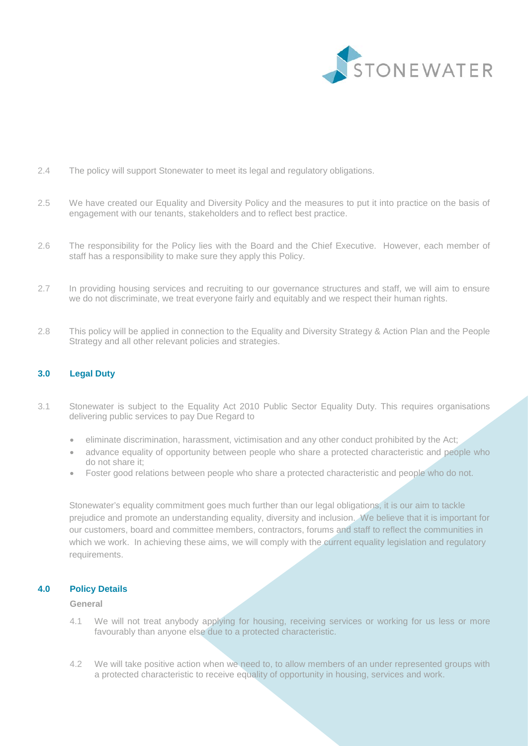2.4 The policy will support Stonewater to meet its legal and regulatory obligations.

2.5 We have created our Equality and Diversity Policy and the measures to put it into practice on the basis of engagement with our tenants, stakeholders and to reflect best practice.

2.6 The responsibility for the Policy lies with the Board and the Chief Executive. However, each member of staff has a responsibility to make sure they apply this Policy.

2.7 In providing housing services and recruiting to our governance structures and staff, we will aim to ensure we do not discriminate, we treat everyone fairly and equitably and we respect their human rights.

2.8 This policy will be applied in connection to the Equality and Diversity Strategy & Action Plan and the People Strategy and all other relevant policies and strategies.

## 3.0 Legal Duty

3.1 Stonewater is subject to the Equality Act 2010 Public Sector Equality Duty. This requires organisations delivering public services to pay Due Regard to

- eliminate discrimination, harassment, victimisation and any other conduct prohibited by the Act;
- advance equality of opportunity between people who share a protected characteristic and people who do not share it;
- Foster good relations between people who share a protected characteristic and people who do not.

Stonewater's equality commitment goes much further than our legal obligations, it is our aim to tackle prejudice and promote an understanding equality, diversity and inclusion. We believe that it is important for our customers, board and committee members, contractors, forums and staff to reflect the communities in which we work. In achieving these aims, we will comply with the current equality legislation and regulatory requirements.

## 4.0 Policy Details

**General**

4.1 We will not treat anybody applying for housing, receiving services or working for us less or more favourably than anyone else due to a protected characteristic.

4.2 We will take positive action when we need to, to allow members of an under represented groups with a protected characteristic to receive equality of opportunity in housing, services and work.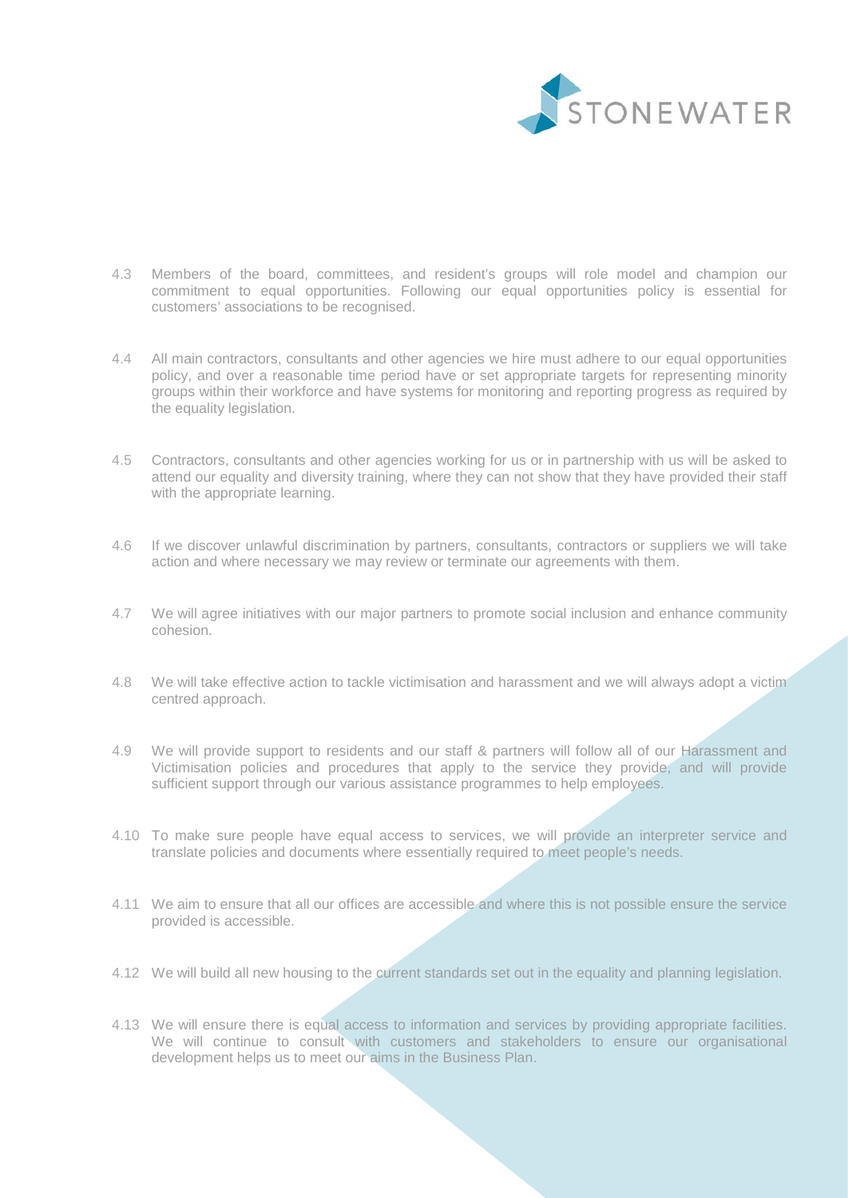4.3 Members of the board, committees, and resident's groups will role model and champion our commitment to equal opportunities. Following our equal opportunities policy is essential for customers' associations to be recognised.

4.4 All main contractors, consultants and other agencies we hire must adhere to our equal opportunities policy, and over a reasonable time period have or set appropriate targets for representing minority groups within their workforce and have systems for monitoring and reporting progress as required by the equality legislation.

4.5 Contractors, consultants and other agencies working for us or in partnership with us will be asked to attend our equality and diversity training, where they can not show that they have provided their staff with the appropriate learning.

4.6 If we discover unlawful discrimination by partners, consultants, contractors or suppliers we will take action and where necessary we may review or terminate our agreements with them.

4.7 We will agree initiatives with our major partners to promote social inclusion and enhance community cohesion.

4.8 We will take effective action to tackle victimisation and harassment and we will always adopt a victim centred approach.

4.9 We will provide support to residents and our staff & partners will follow all of our Harassment and Victimisation policies and procedures that apply to the service they provide, and will provide sufficient support through our various assistance programmes to help employees.

4.10 To make sure people have equal access to services, we will provide an interpreter service and translate policies and documents where essentially required to meet people's needs.

4.11 We aim to ensure that all our offices are accessible and where this is not possible ensure the service provided is accessible.

4.12 We will build all new housing to the current standards set out in the equality and planning legislation.

4.13 We will ensure there is equal access to information and services by providing appropriate facilities. We will continue to consult with customers and stakeholders to ensure our organisational development helps us to meet our aims in the Business Plan.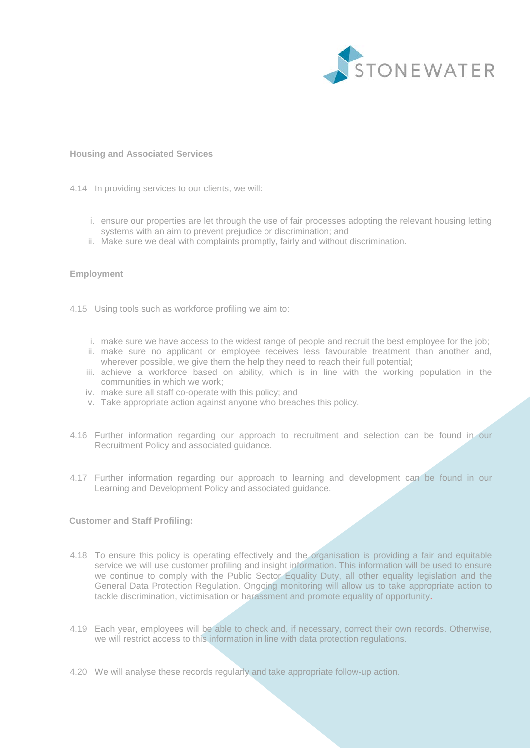**Housing and Associated Services**

4.14 In providing services to our clients, we will:

i. ensure our properties are let through the use of fair processes adopting the relevant housing letting systems with an aim to prevent prejudice or discrimination; and
ii. Make sure we deal with complaints promptly, fairly and without discrimination.

**Employment**

4.15 Using tools such as workforce profiling we aim to:

i. make sure we have access to the widest range of people and recruit the best employee for the job;
ii. make sure no applicant or employee receives less favourable treatment than another and, wherever possible, we give them the help they need to reach their full potential;
iii. achieve a workforce based on ability, which is in line with the working population in the communities in which we work;
iv. make sure all staff co-operate with this policy; and
v. Take appropriate action against anyone who breaches this policy.

4.16 Further information regarding our approach to recruitment and selection can be found in our Recruitment Policy and associated guidance.

4.17 Further information regarding our approach to learning and development can be found in our Learning and Development Policy and associated guidance.

**Customer and Staff Profiling:**

4.18 To ensure this policy is operating effectively and the organisation is providing a fair and equitable service we will use customer profiling and insight information. This information will be used to ensure we continue to comply with the Public Sector Equality Duty, all other equality legislation and the General Data Protection Regulation. Ongoing monitoring will allow us to take appropriate action to tackle discrimination, victimisation or harassment and promote equality of opportunity.

4.19 Each year, employees will be able to check and, if necessary, correct their own records. Otherwise, we will restrict access to this information in line with data protection regulations.

4.20 We will analyse these records regularly and take appropriate follow-up action.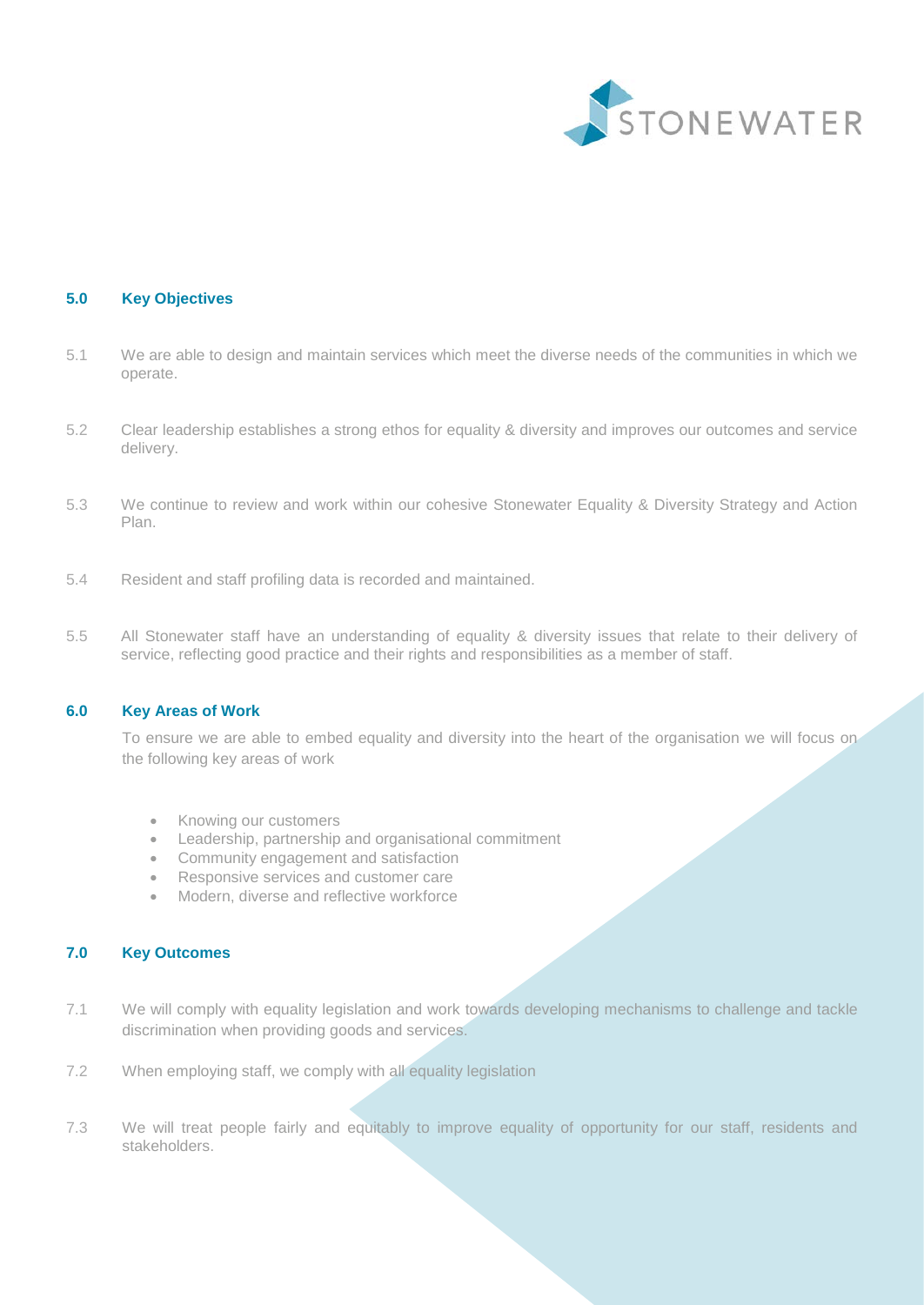## 5.0 Key Objectives

5.1 We are able to design and maintain services which meet the diverse needs of the communities in which we operate.

5.2 Clear leadership establishes a strong ethos for equality & diversity and improves our outcomes and service delivery.

5.3 We continue to review and work within our cohesive Stonewater Equality & Diversity Strategy and Action Plan.

5.4 Resident and staff profiling data is recorded and maintained.

5.5 All Stonewater staff have an understanding of equality & diversity issues that relate to their delivery of service, reflecting good practice and their rights and responsibilities as a member of staff.

## 6.0 Key Areas of Work

To ensure we are able to embed equality and diversity into the heart of the organisation we will focus on the following key areas of work

- Knowing our customers
- Leadership, partnership and organisational commitment
- Community engagement and satisfaction
- Responsive services and customer care
- Modern, diverse and reflective workforce

## 7.0 Key Outcomes

7.1 We will comply with equality legislation and work towards developing mechanisms to challenge and tackle discrimination when providing goods and services.

7.2 When employing staff, we comply with all equality legislation

7.3 We will treat people fairly and equitably to improve equality of opportunity for our staff, residents and stakeholders.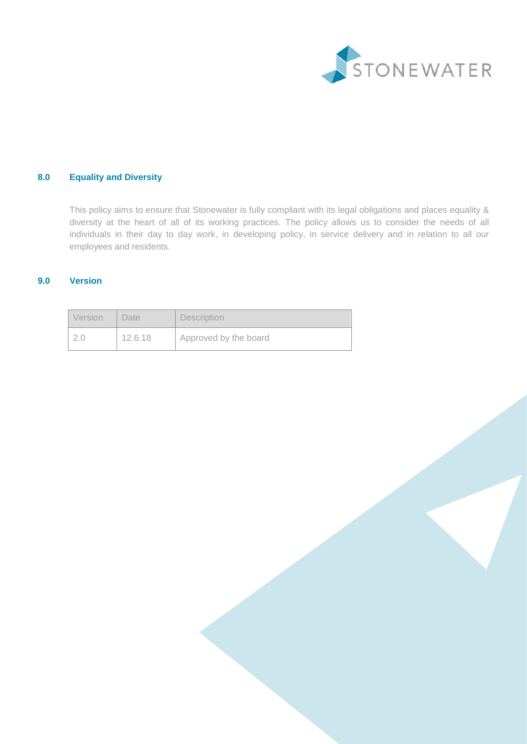## 8.0 Equality and Diversity

This policy aims to ensure that Stonewater is fully compliant with its legal obligations and places equality & diversity at the heart of all of its working practices. The policy allows us to consider the needs of all individuals in their day to day work, in developing policy, in service delivery and in relation to all our employees and residents.

## 9.0 Version

| Version | Date | Description |
|---|---|---|
| 2.0 | 12.6.18 | Approved by the board |